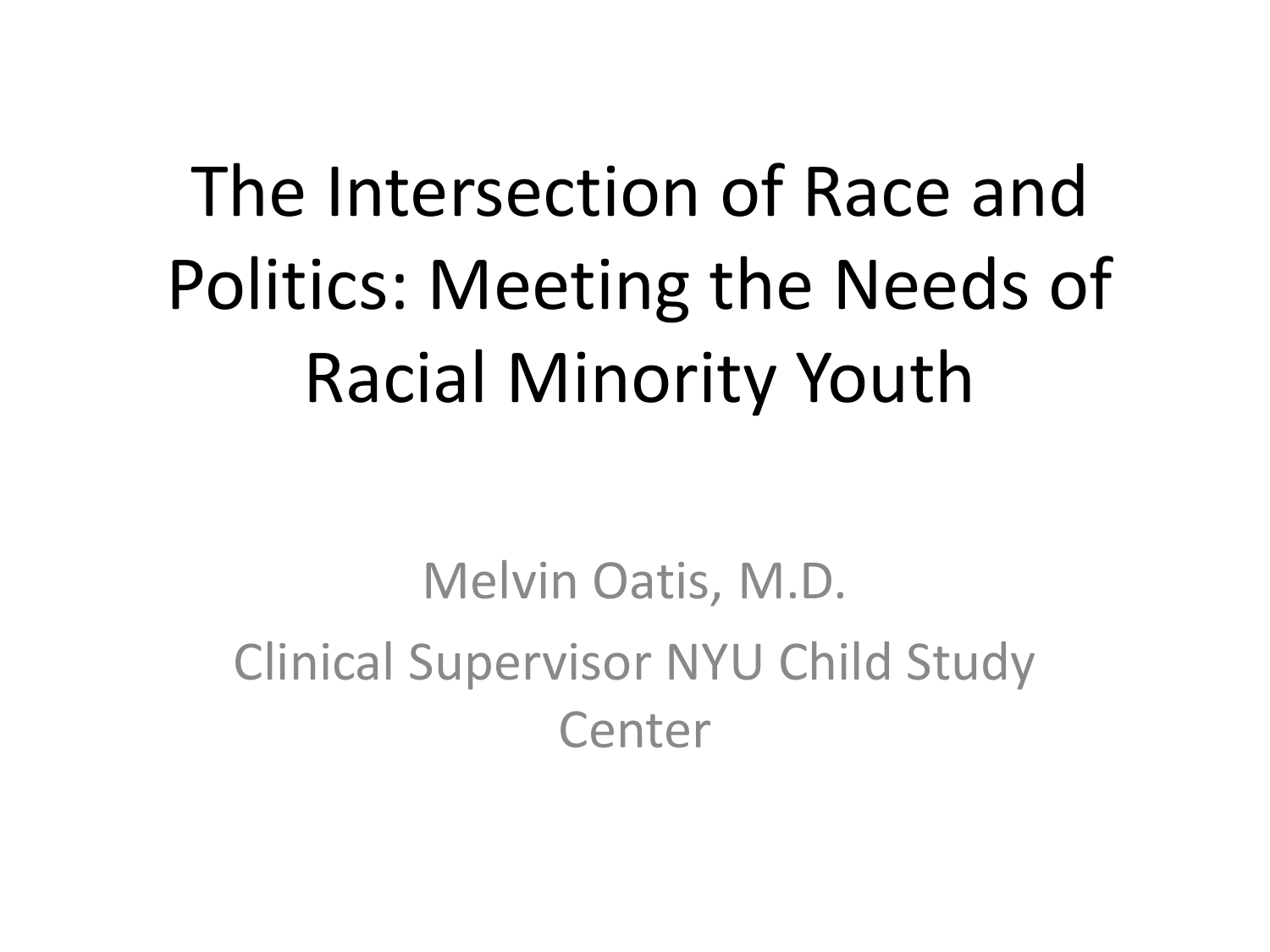# The Intersection of Race and Politics: Meeting the Needs of Racial Minority Youth

Melvin Oatis, M.D.

Clinical Supervisor NYU Child Study Center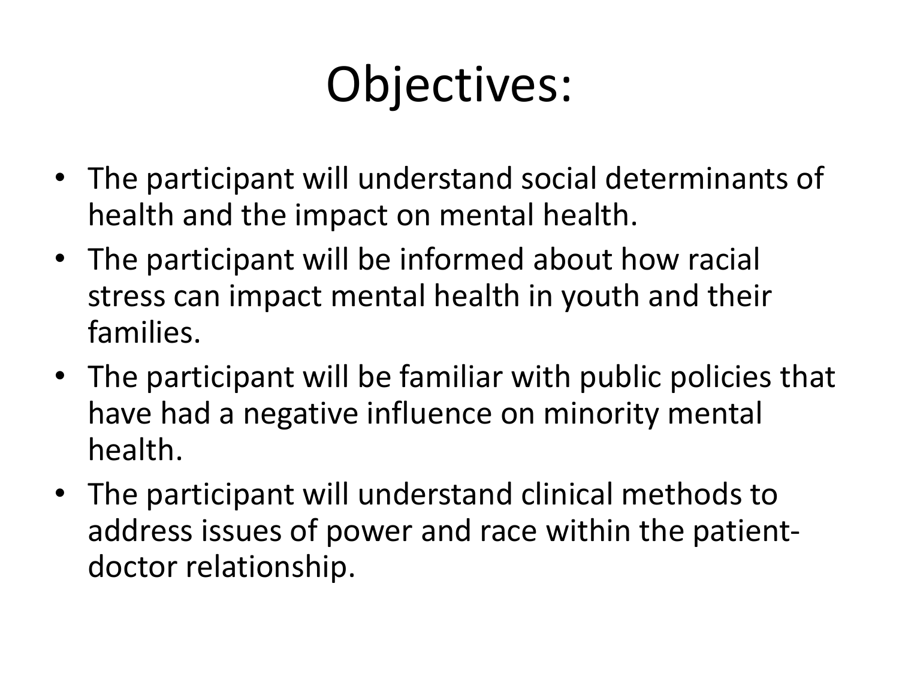# Objectives:

- The participant will understand social determinants of health and the impact on mental health.
- The participant will be informed about how racial stress can impact mental health in youth and their families.
- The participant will be familiar with public policies that have had a negative influence on minority mental health.
- The participant will understand clinical methods to address issues of power and race within the patient-doctor relationship.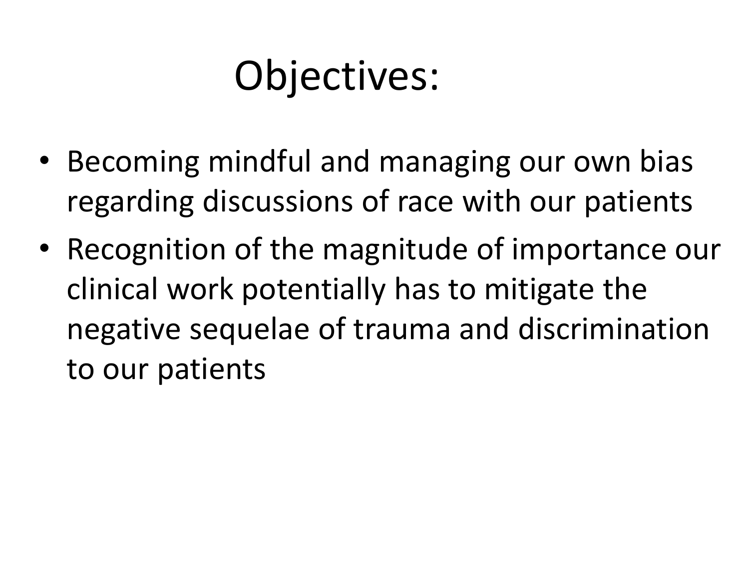# Objectives:

- Becoming mindful and managing our own bias regarding discussions of race with our patients
- Recognition of the magnitude of importance our clinical work potentially has to mitigate the negative sequelae of trauma and discrimination to our patients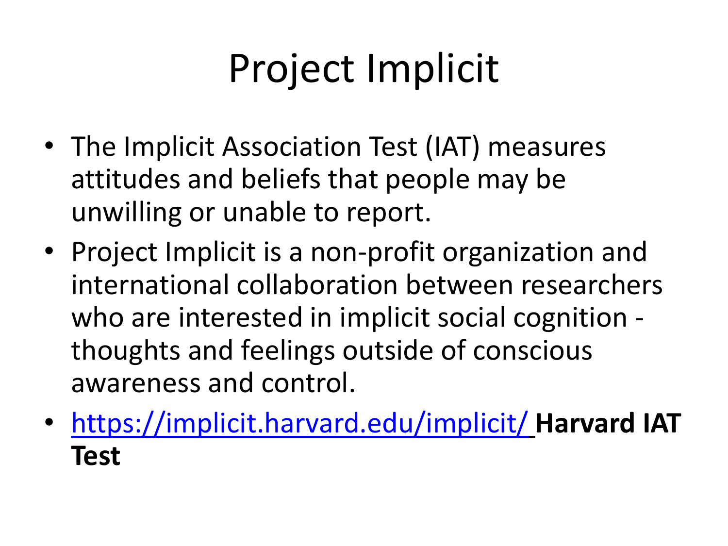# Project Implicit

- The Implicit Association Test (IAT) measures attitudes and beliefs that people may be unwilling or unable to report.
- Project Implicit is a non-profit organization and international collaboration between researchers who are interested in implicit social cognition - thoughts and feelings outside of conscious awareness and control.
- [https://implicit.harvard.edu/implicit/](https://implicit.harvard.edu/implicit/) **Harvard IAT Test**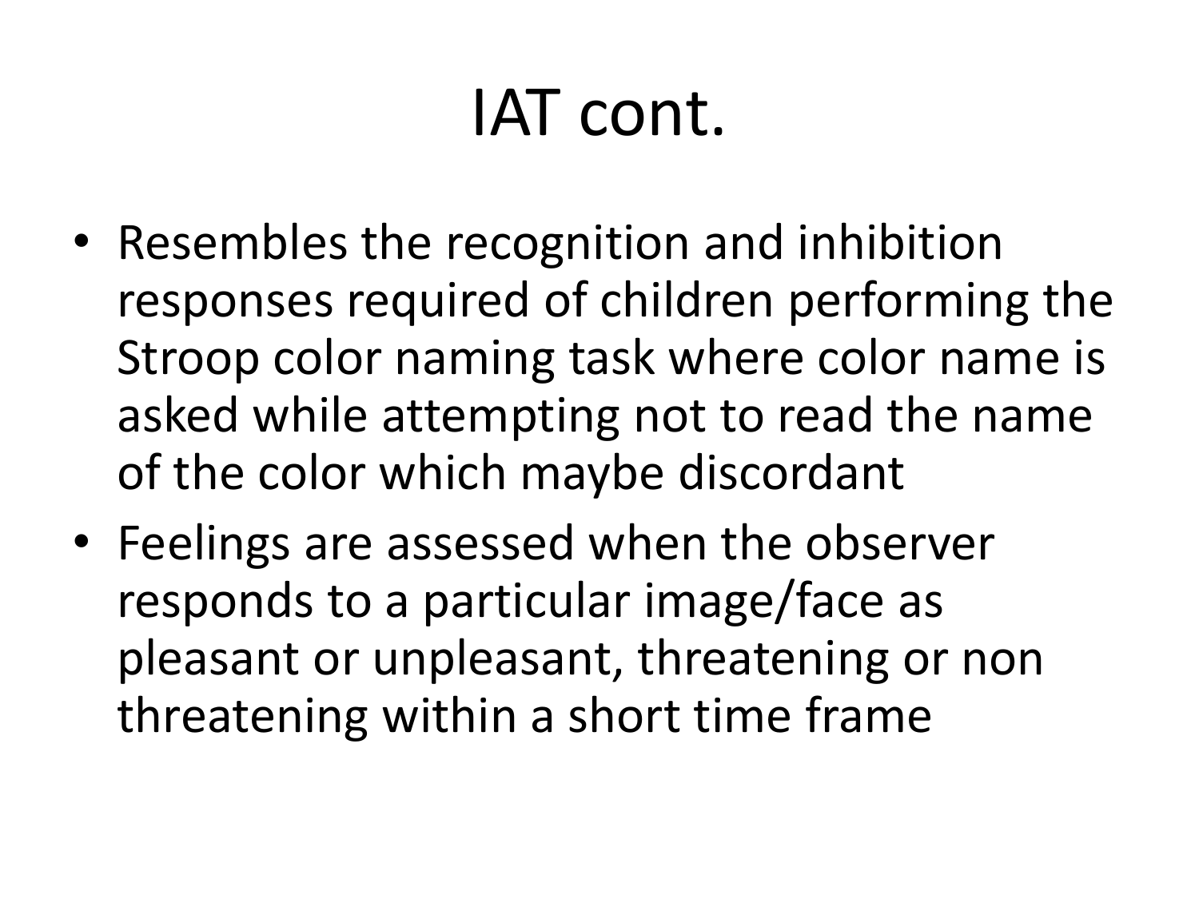# IAT cont.

- Resembles the recognition and inhibition responses required of children performing the Stroop color naming task where color name is asked while attempting not to read the name of the color which maybe discordant
- Feelings are assessed when the observer responds to a particular image/face as pleasant or unpleasant, threatening or non threatening within a short time frame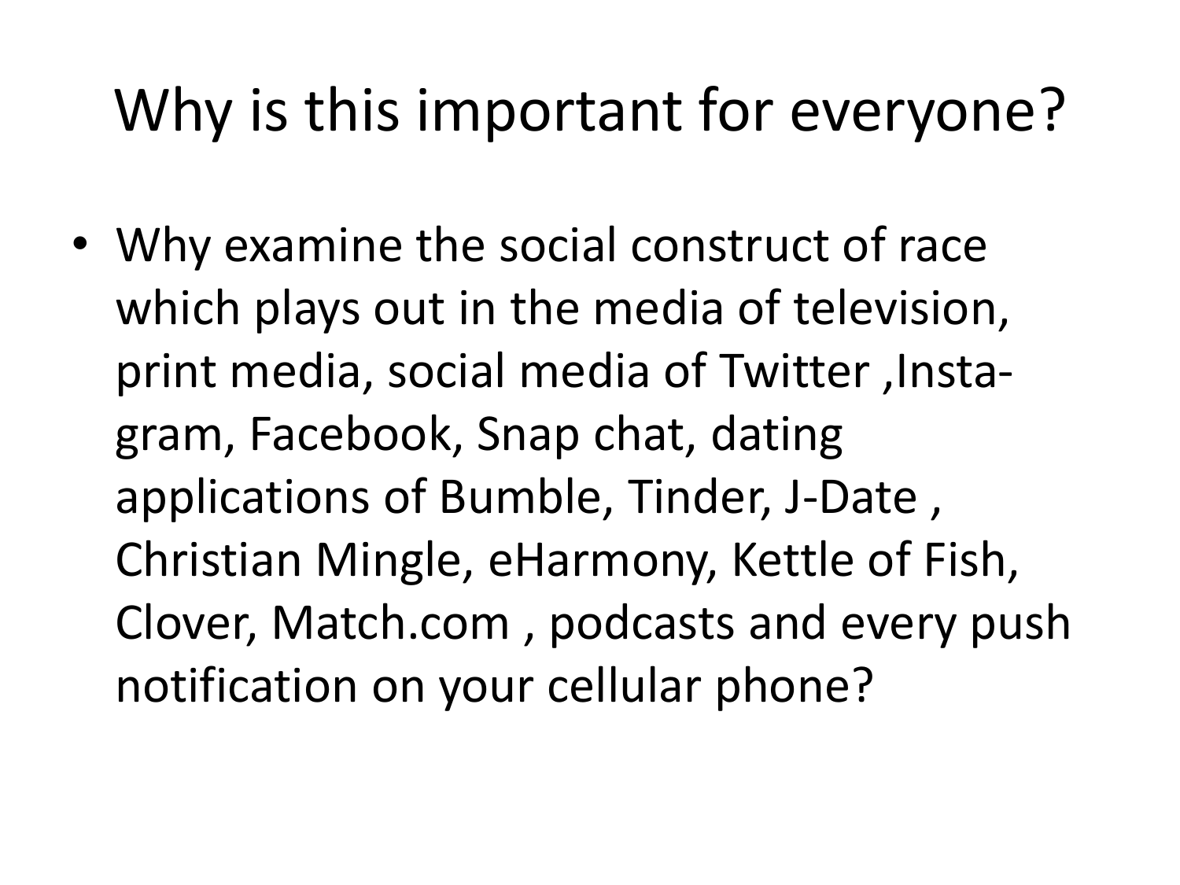# Why is this important for everyone?

- Why examine the social construct of race which plays out in the media of television, print media, social media of Twitter ,Insta-gram, Facebook, Snap chat, dating applications of Bumble, Tinder, J-Date , Christian Mingle, eHarmony, Kettle of Fish, Clover, Match.com , podcasts and every push notification on your cellular phone?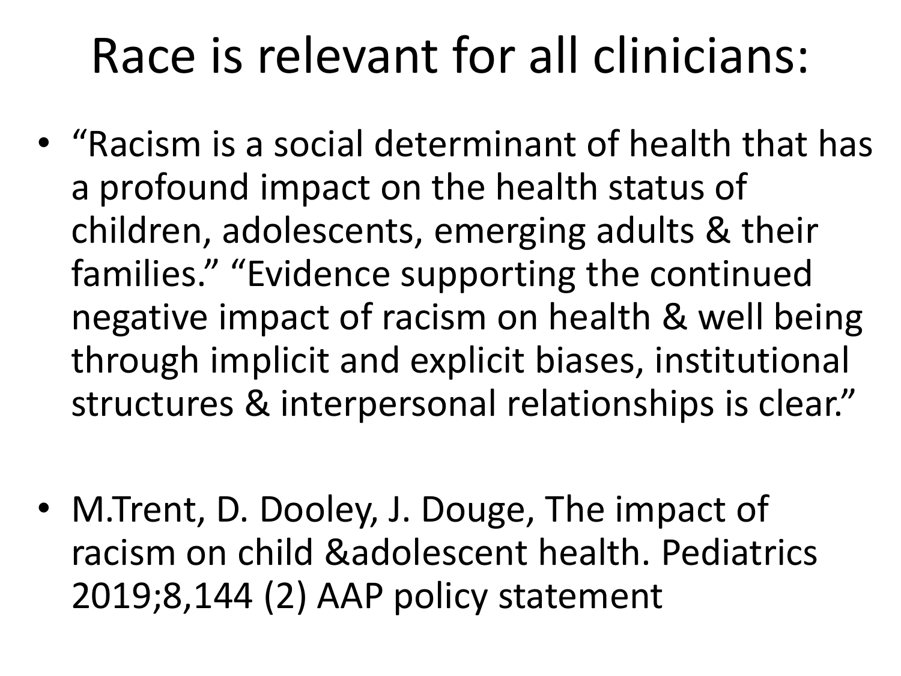# Race is relevant for all clinicians:

- "Racism is a social determinant of health that has a profound impact on the health status of children, adolescents, emerging adults & their families." "Evidence supporting the continued negative impact of racism on health & well being through implicit and explicit biases, institutional structures & interpersonal relationships is clear."

- M.Trent, D. Dooley, J. Douge, The impact of racism on child &adolescent health. Pediatrics 2019;8,144 (2) AAP policy statement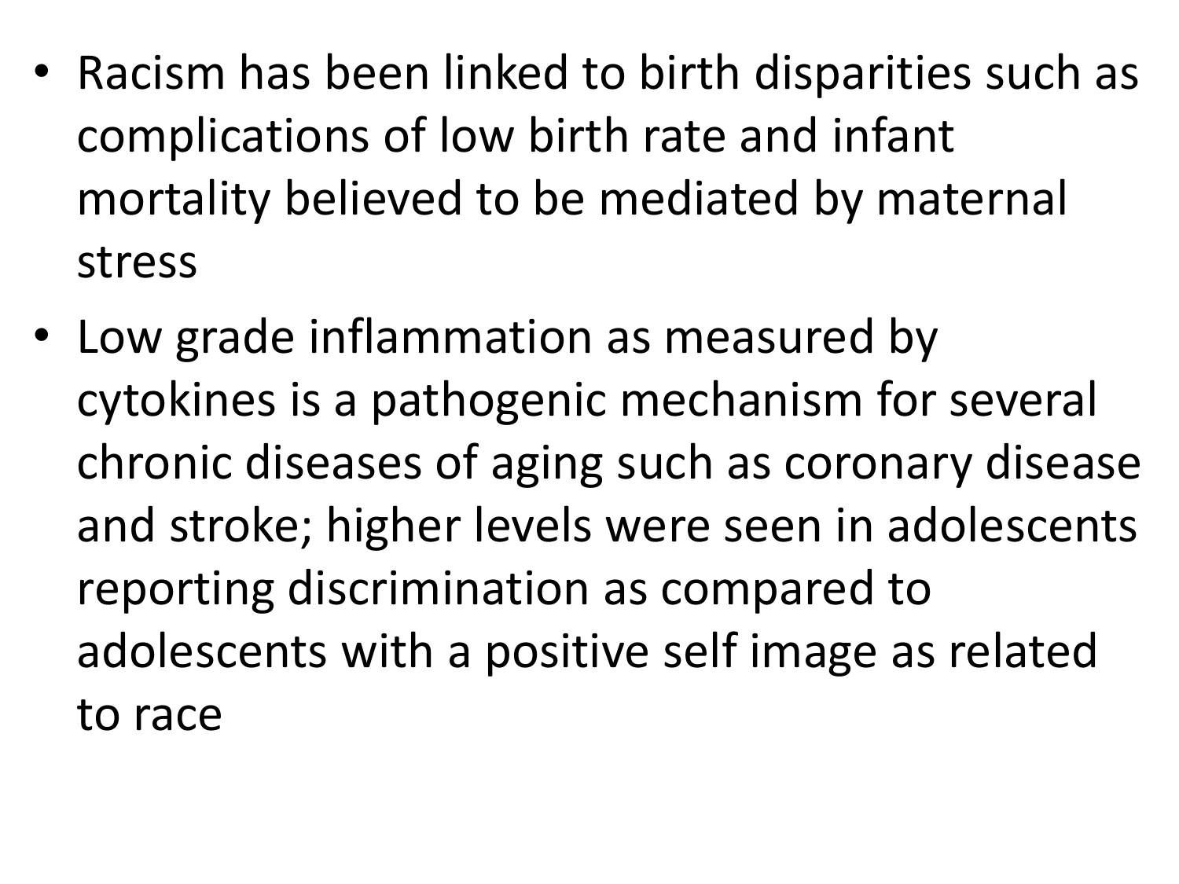- Racism has been linked to birth disparities such as complications of low birth rate and infant mortality believed to be mediated by maternal stress
- Low grade inflammation as measured by cytokines is a pathogenic mechanism for several chronic diseases of aging such as coronary disease and stroke; higher levels were seen in adolescents reporting discrimination as compared to adolescents with a positive self image as related to race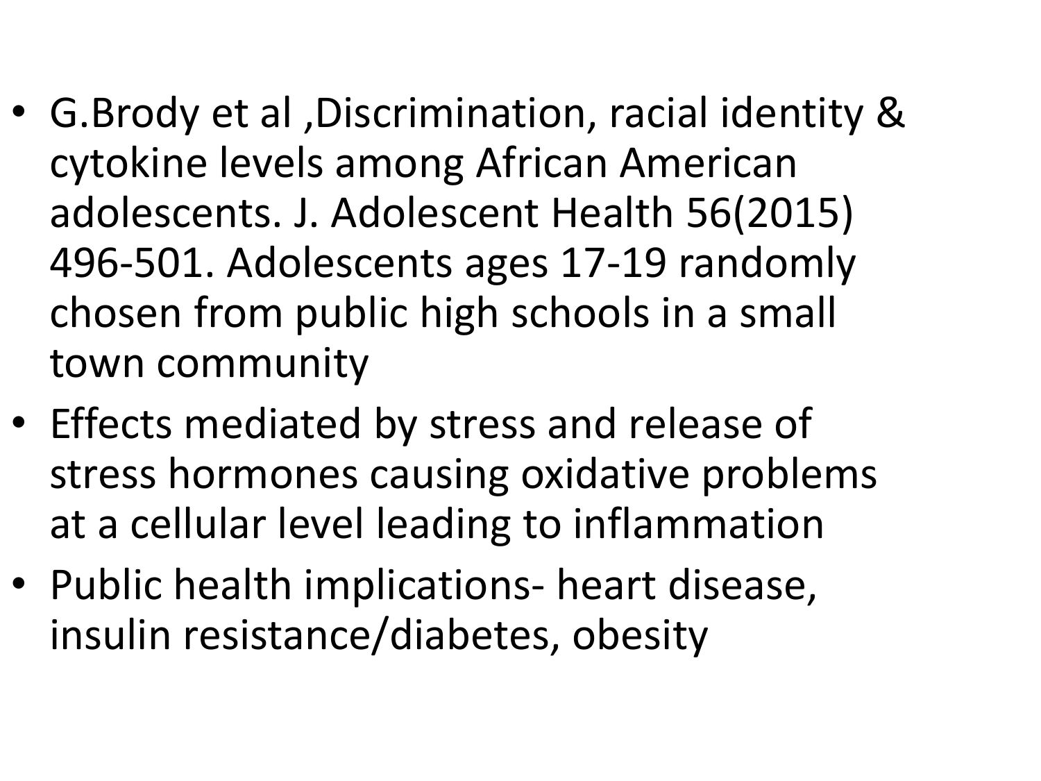- G.Brody et al ,Discrimination, racial identity & cytokine levels among African American adolescents. J. Adolescent Health 56(2015) 496-501. Adolescents ages 17-19 randomly chosen from public high schools in a small town community
- Effects mediated by stress and release of stress hormones causing oxidative problems at a cellular level leading to inflammation
- Public health implications- heart disease, insulin resistance/diabetes, obesity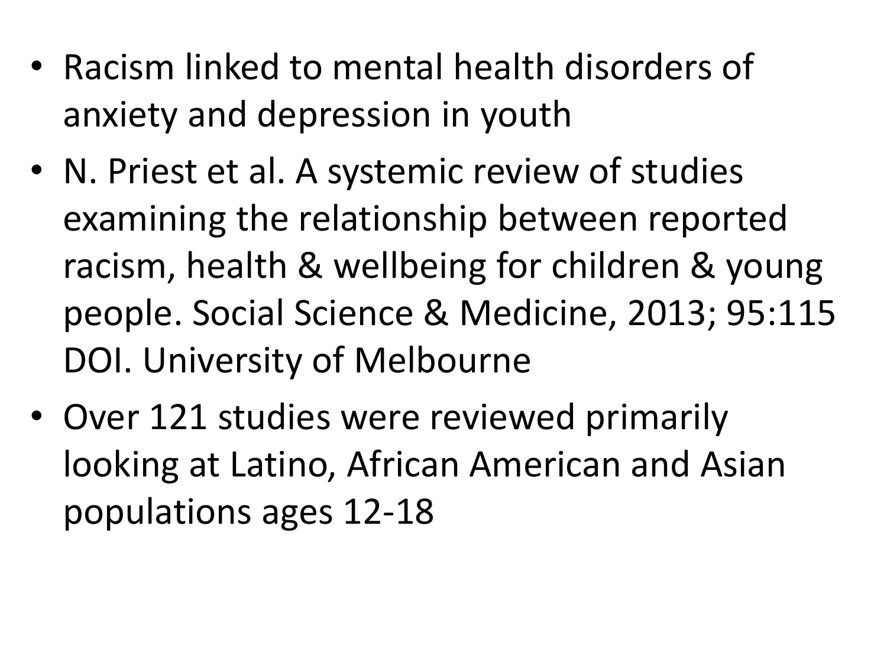- Racism linked to mental health disorders of anxiety and depression in youth
- N. Priest et al. A systemic review of studies examining the relationship between reported racism, health & wellbeing for children & young people. Social Science & Medicine, 2013; 95:115 DOI. University of Melbourne
- Over 121 studies were reviewed primarily looking at Latino, African American and Asian populations ages 12-18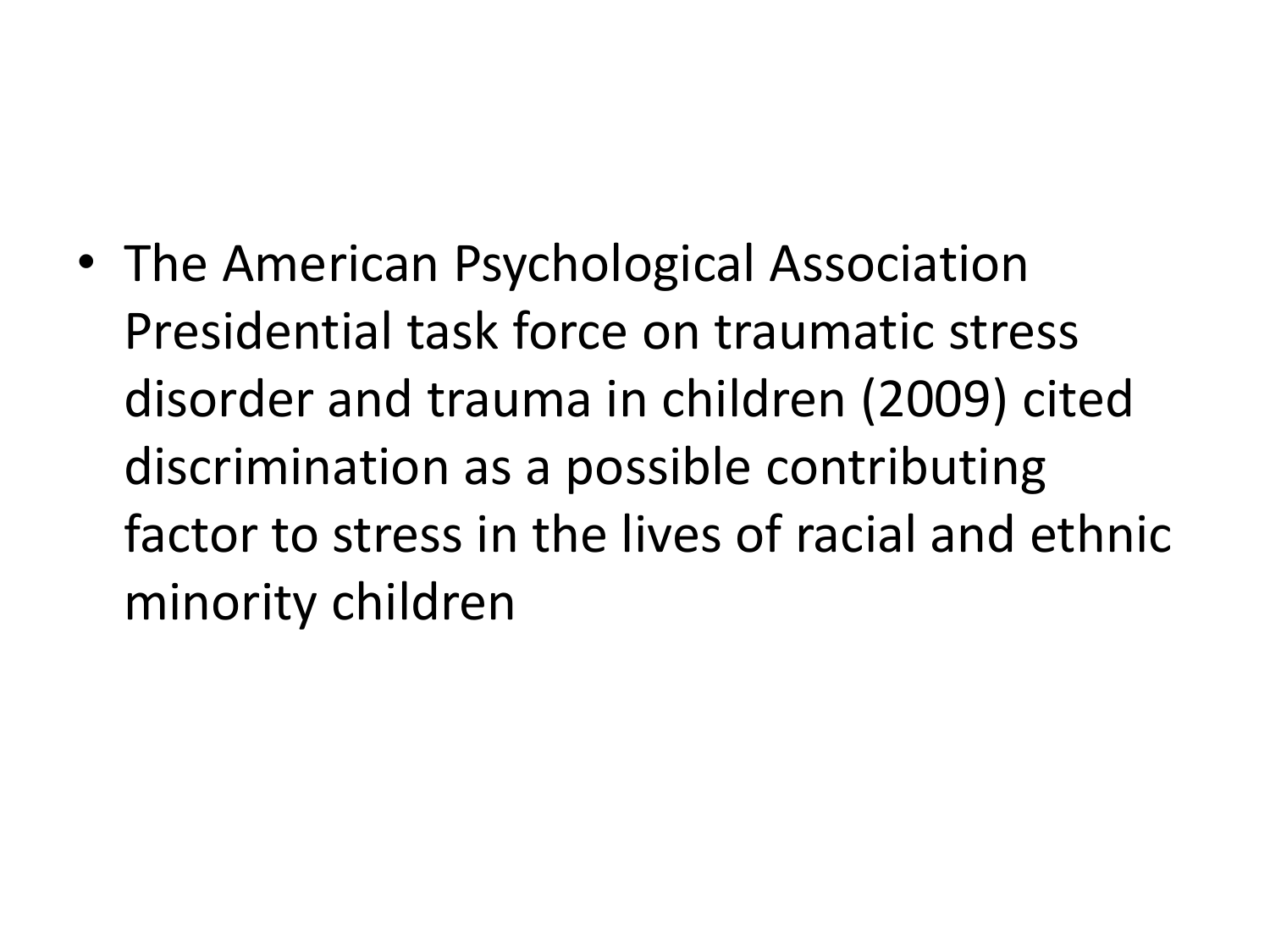- The American Psychological Association Presidential task force on traumatic stress disorder and trauma in children (2009) cited discrimination as a possible contributing factor to stress in the lives of racial and ethnic minority children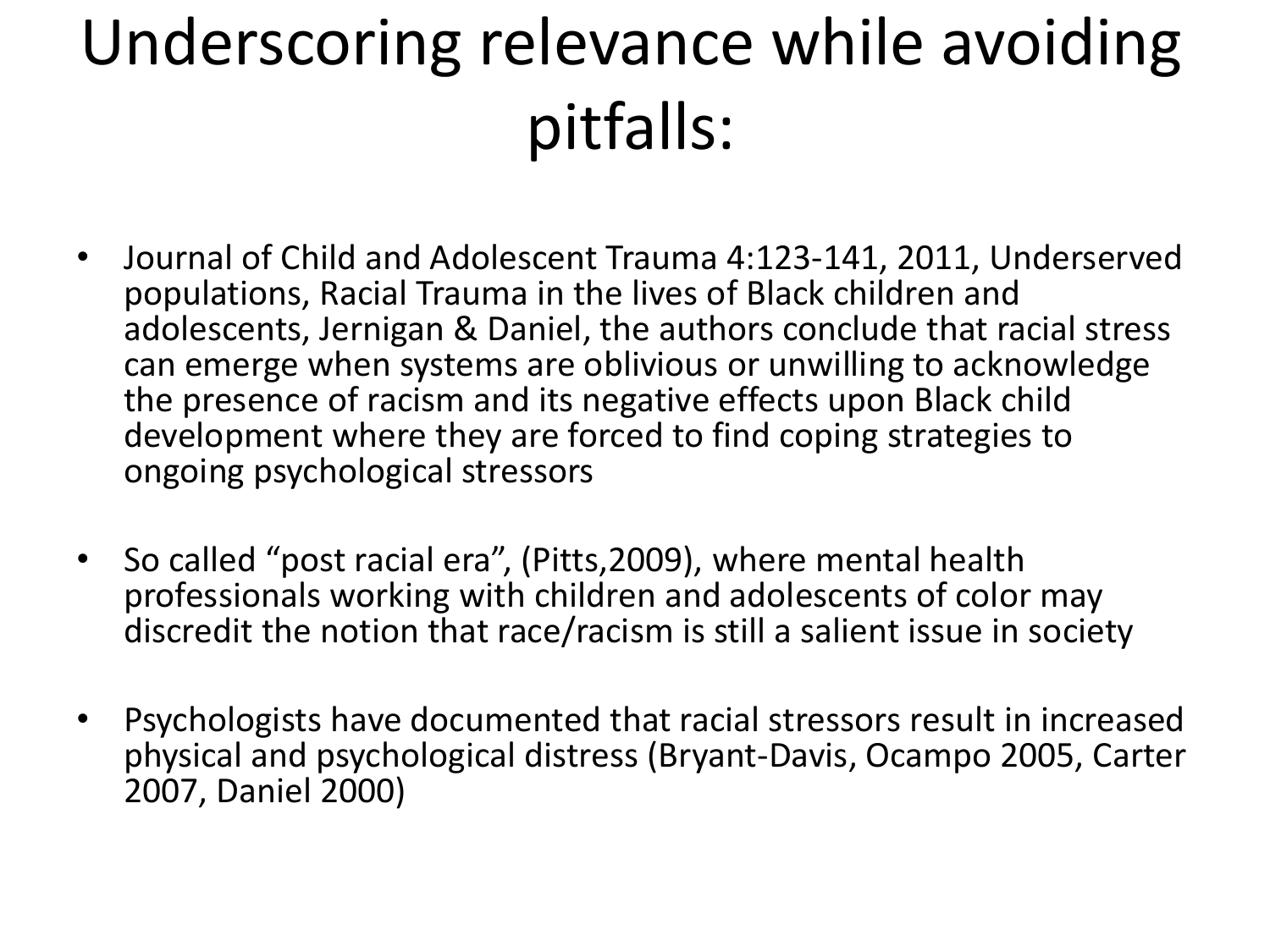# Underscoring relevance while avoiding pitfalls:

- Journal of Child and Adolescent Trauma 4:123-141, 2011, Underserved populations, Racial Trauma in the lives of Black children and adolescents, Jernigan & Daniel, the authors conclude that racial stress can emerge when systems are oblivious or unwilling to acknowledge the presence of racism and its negative effects upon Black child development where they are forced to find coping strategies to ongoing psychological stressors

- So called "post racial era", (Pitts,2009), where mental health professionals working with children and adolescents of color may discredit the notion that race/racism is still a salient issue in society

- Psychologists have documented that racial stressors result in increased physical and psychological distress (Bryant-Davis, Ocampo 2005, Carter 2007, Daniel 2000)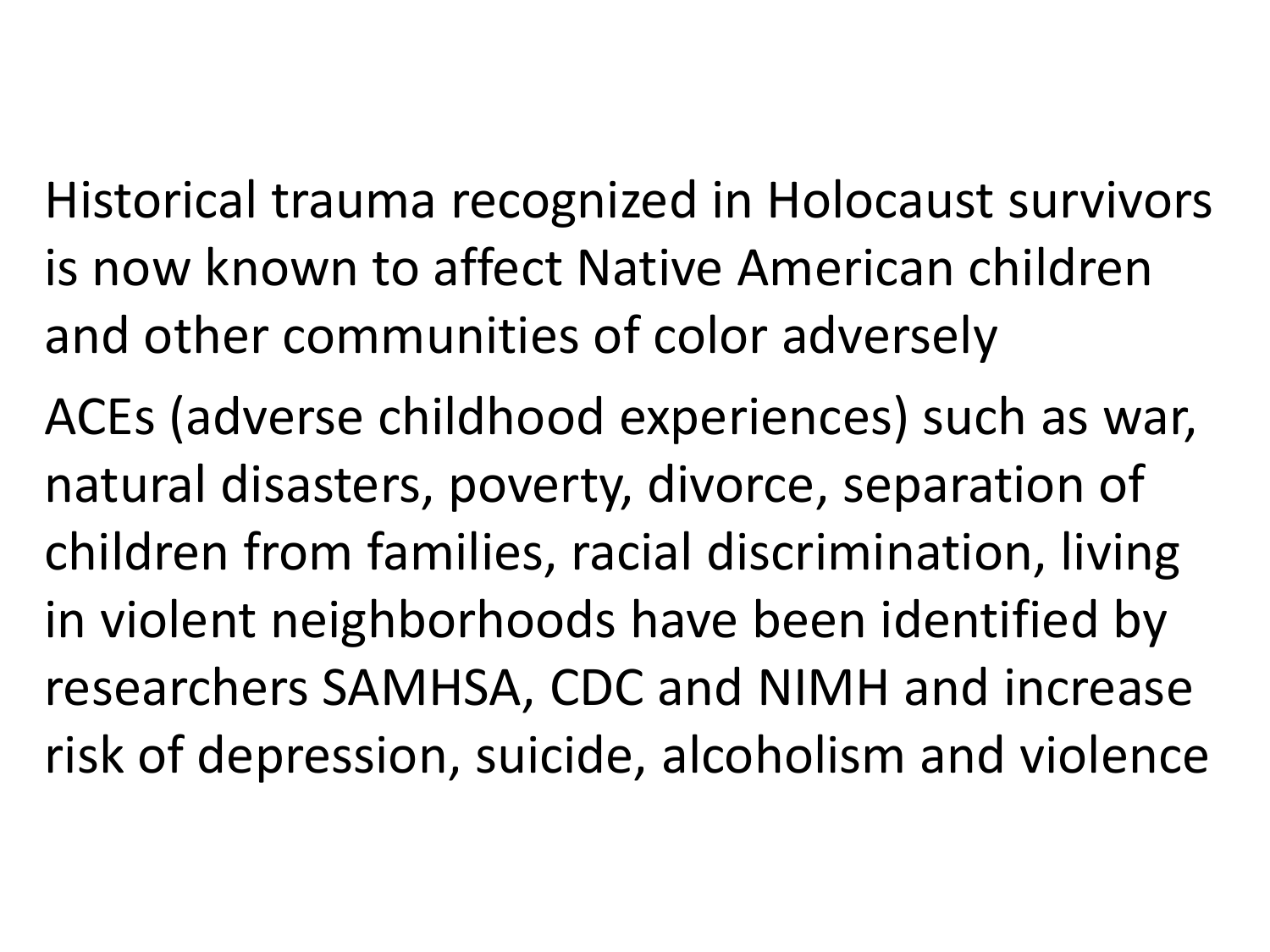Historical trauma recognized in Holocaust survivors is now known to affect Native American children and other communities of color adversely

ACEs (adverse childhood experiences) such as war, natural disasters, poverty, divorce, separation of children from families, racial discrimination, living in violent neighborhoods have been identified by researchers SAMHSA, CDC and NIMH and increase risk of depression, suicide, alcoholism and violence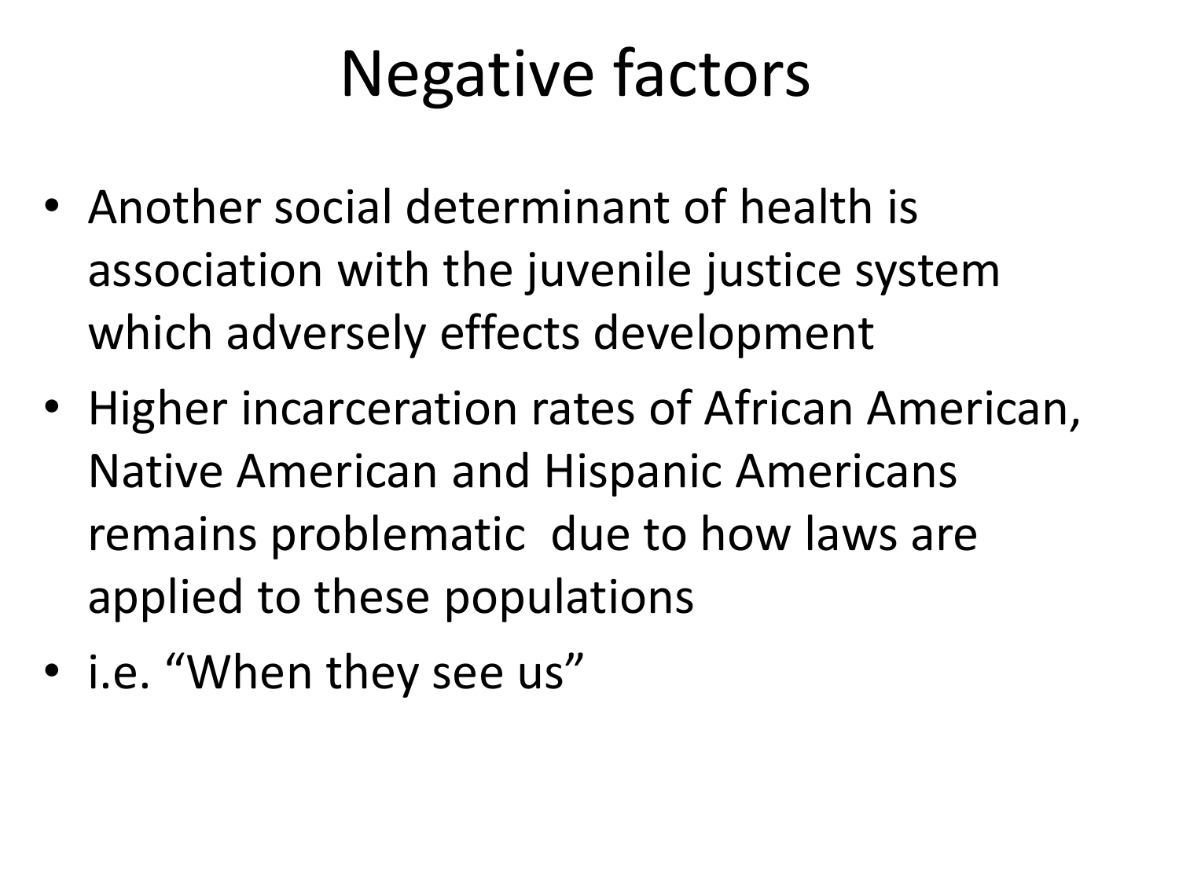# Negative factors

- Another social determinant of health is association with the juvenile justice system which adversely effects development
- Higher incarceration rates of African American, Native American and Hispanic Americans remains problematic  due to how laws are applied to these populations
- i.e. “When they see us”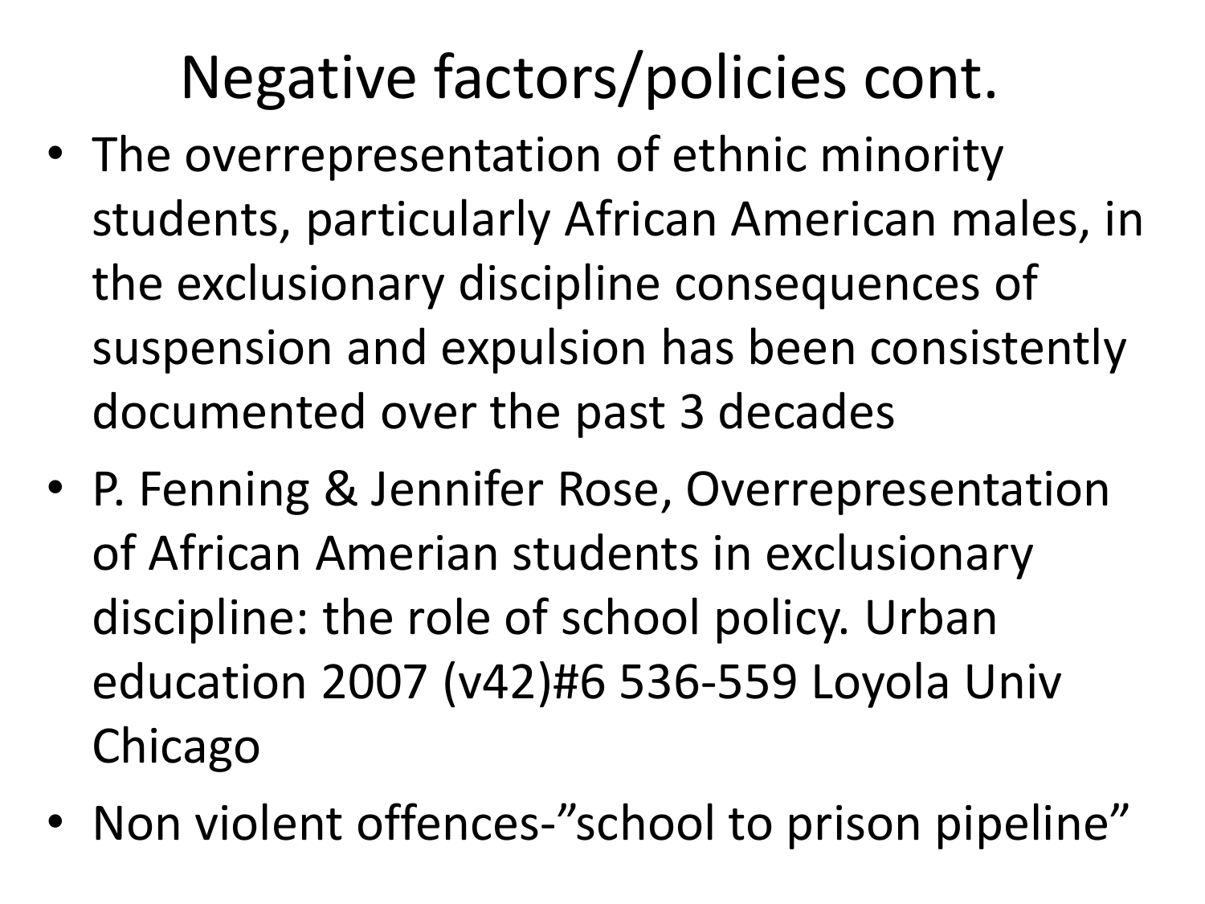# Negative factors/policies cont.

- The overrepresentation of ethnic minority students, particularly African American males, in the exclusionary discipline consequences of suspension and expulsion has been consistently documented over the past 3 decades
- P. Fenning & Jennifer Rose, Overrepresentation of African Amerian students in exclusionary discipline: the role of school policy. Urban education 2007 (v42)#6 536-559 Loyola Univ Chicago
- Non violent offences-"school to prison pipeline"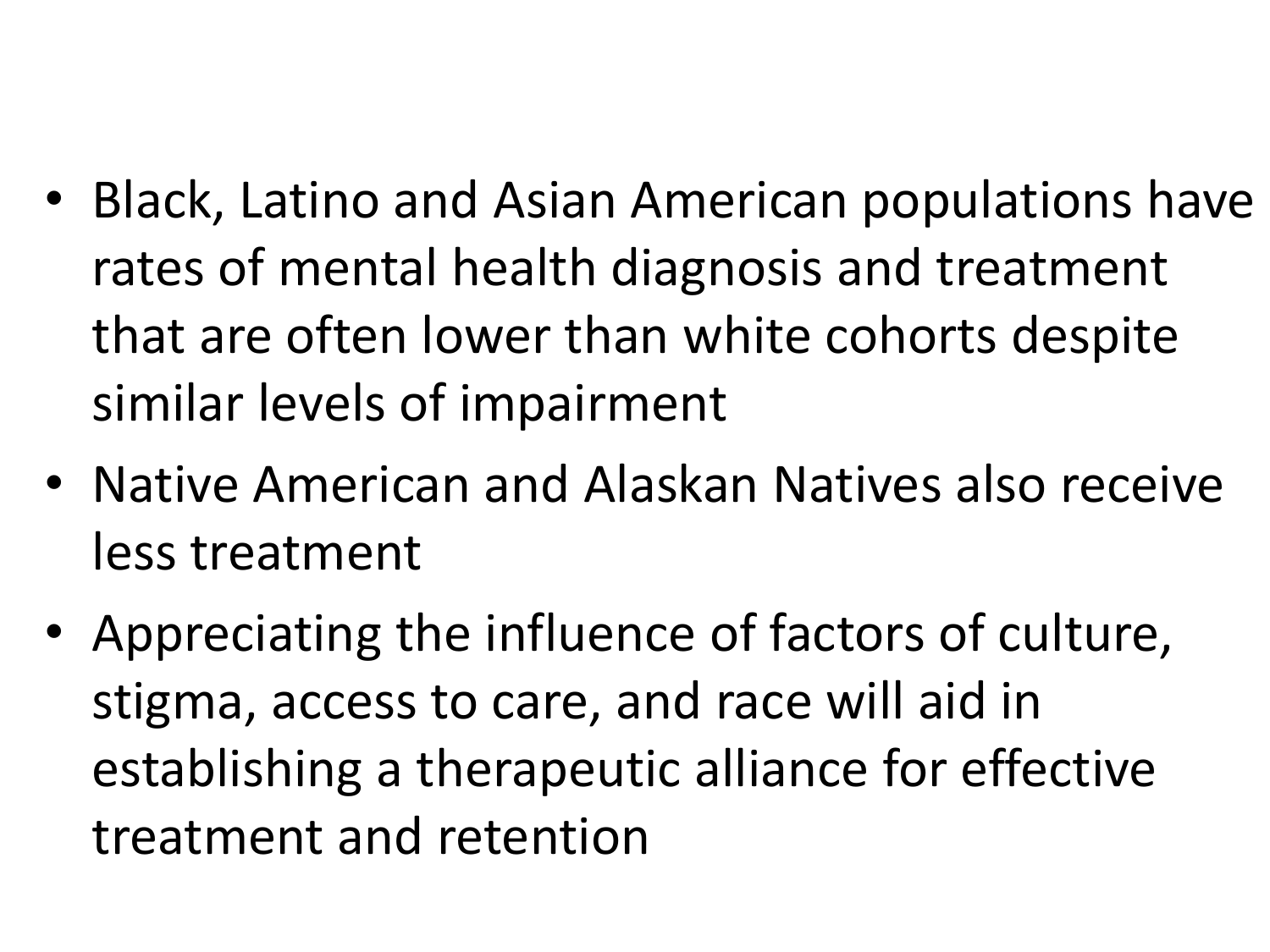- Black, Latino and Asian American populations have rates of mental health diagnosis and treatment that are often lower than white cohorts despite similar levels of impairment
- Native American and Alaskan Natives also receive less treatment
- Appreciating the influence of factors of culture, stigma, access to care, and race will aid in establishing a therapeutic alliance for effective treatment and retention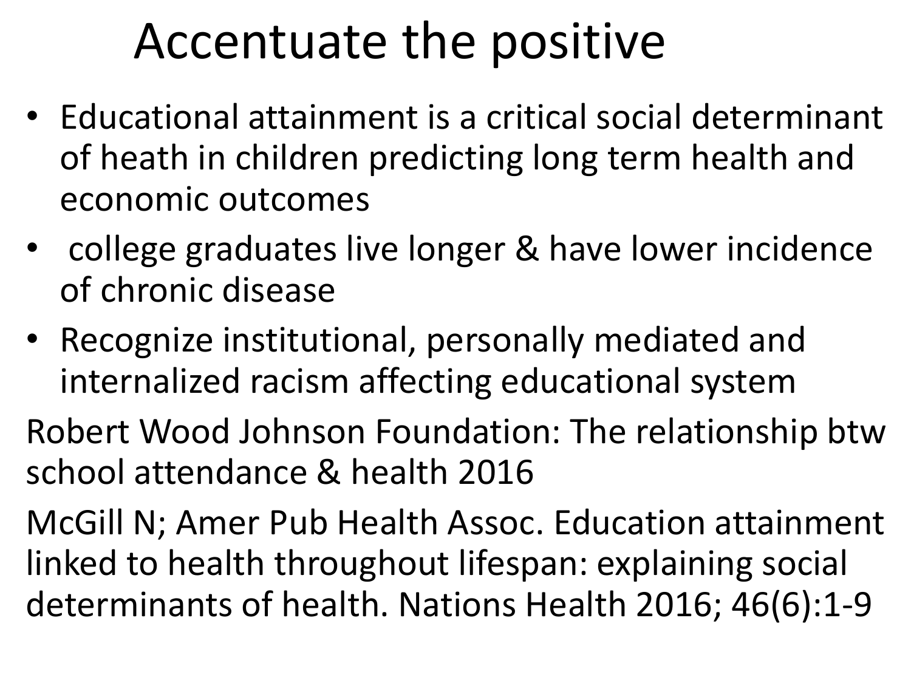# Accentuate the positive

- Educational attainment is a critical social determinant of heath in children predicting long term health and economic outcomes
- college graduates live longer & have lower incidence of chronic disease
- Recognize institutional, personally mediated and internalized racism affecting educational system

Robert Wood Johnson Foundation: The relationship btw school attendance & health 2016

McGill N; Amer Pub Health Assoc. Education attainment linked to health throughout lifespan: explaining social determinants of health. Nations Health 2016; 46(6):1-9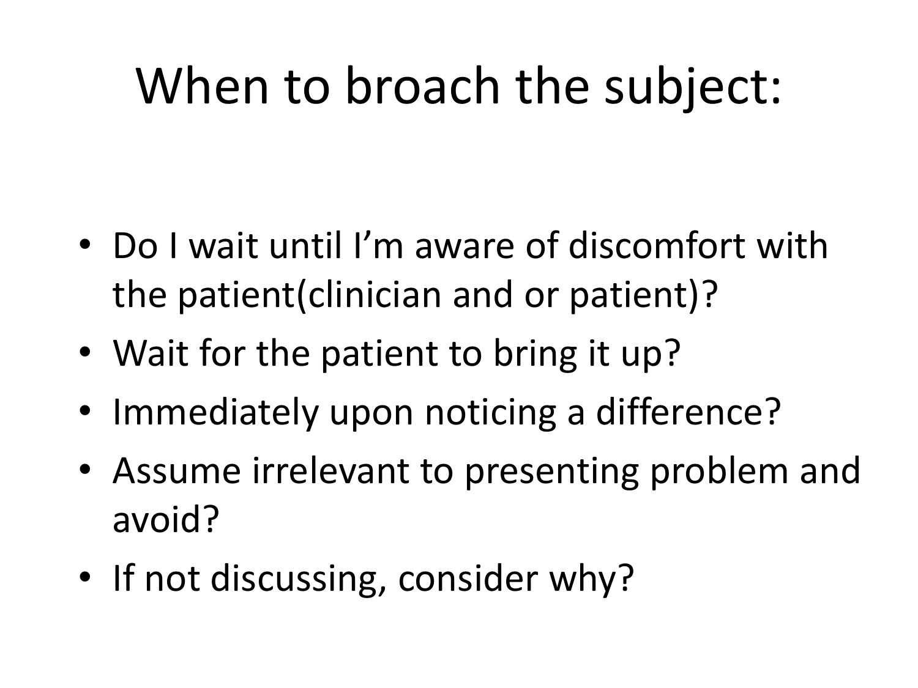# When to broach the subject:

- Do I wait until I'm aware of discomfort with the patient(clinician and or patient)?
- Wait for the patient to bring it up?
- Immediately upon noticing a difference?
- Assume irrelevant to presenting problem and avoid?
- If not discussing, consider why?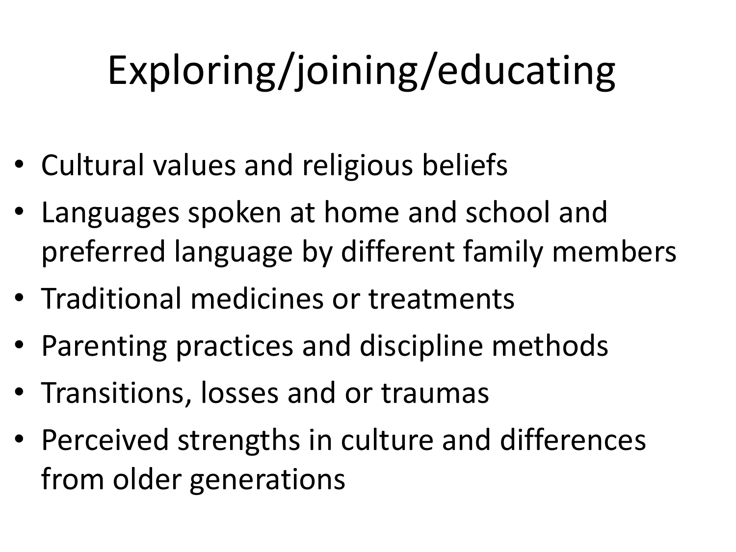# Exploring/joining/educating

- Cultural values and religious beliefs
- Languages spoken at home and school and preferred language by different family members
- Traditional medicines or treatments
- Parenting practices and discipline methods
- Transitions, losses and or traumas
- Perceived strengths in culture and differences from older generations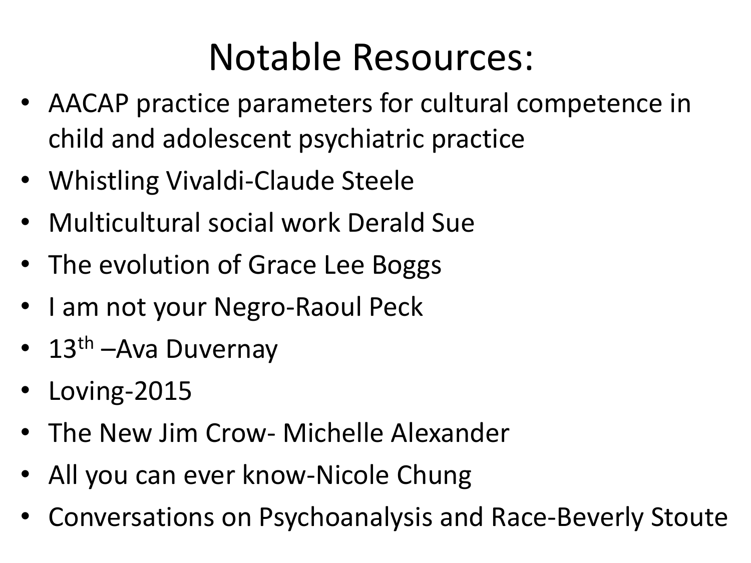# Notable Resources:

- AACAP practice parameters for cultural competence in child and adolescent psychiatric practice
- Whistling Vivaldi-Claude Steele
- Multicultural social work Derald Sue
- The evolution of Grace Lee Boggs
- I am not your Negro-Raoul Peck
- $13^{th}$ –Ava Duvernay
- Loving-2015
- The New Jim Crow- Michelle Alexander
- All you can ever know-Nicole Chung
- Conversations on Psychoanalysis and Race-Beverly Stoute